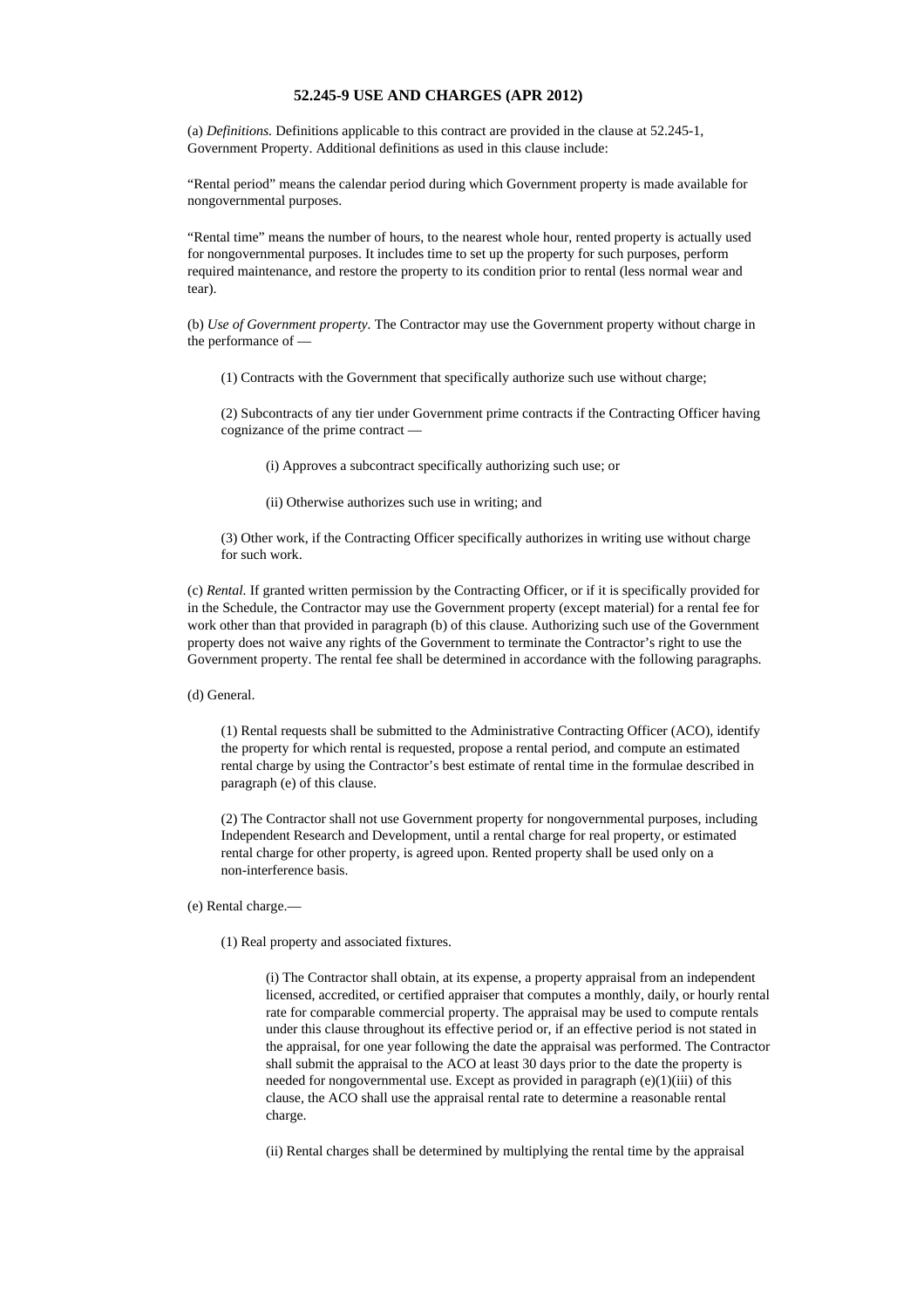## 52.245-9 USE AND CHARGES (APR 2012)

(a) *Definitions.* Definitions applicable to this contract are provided in the clause at 52.245-1, Government Property. Additional definitions as used in this clause include:

"Rental period" means the calendar period during which Government property is made available for nongovernmental purposes.

"Rental time" means the number of hours, to the nearest whole hour, rented property is actually used for nongovernmental purposes. It includes time to set up the property for such purposes, perform required maintenance, and restore the property to its condition prior to rental (less normal wear and tear).

(b) *Use of Government property.* The Contractor may use the Government property without charge in the performance of —

(1) Contracts with the Government that specifically authorize such use without charge;

(2) Subcontracts of any tier under Government prime contracts if the Contracting Officer having cognizance of the prime contract —

(i) Approves a subcontract specifically authorizing such use; or

(ii) Otherwise authorizes such use in writing; and

(3) Other work, if the Contracting Officer specifically authorizes in writing use without charge for such work.

(c) *Rental.* If granted written permission by the Contracting Officer, or if it is specifically provided for in the Schedule, the Contractor may use the Government property (except material) for a rental fee for work other than that provided in paragraph (b) of this clause. Authorizing such use of the Government property does not waive any rights of the Government to terminate the Contractor's right to use the Government property. The rental fee shall be determined in accordance with the following paragraphs.

(d) General.

(1) Rental requests shall be submitted to the Administrative Contracting Officer (ACO), identify the property for which rental is requested, propose a rental period, and compute an estimated rental charge by using the Contractor's best estimate of rental time in the formulae described in paragraph (e) of this clause.

(2) The Contractor shall not use Government property for nongovernmental purposes, including Independent Research and Development, until a rental charge for real property, or estimated rental charge for other property, is agreed upon. Rented property shall be used only on a non-interference basis.

(e) Rental charge.—

(1) Real property and associated fixtures.

(i) The Contractor shall obtain, at its expense, a property appraisal from an independent licensed, accredited, or certified appraiser that computes a monthly, daily, or hourly rental rate for comparable commercial property. The appraisal may be used to compute rentals under this clause throughout its effective period or, if an effective period is not stated in the appraisal, for one year following the date the appraisal was performed. The Contractor shall submit the appraisal to the ACO at least 30 days prior to the date the property is needed for nongovernmental use. Except as provided in paragraph (e)(1)(iii) of this clause, the ACO shall use the appraisal rental rate to determine a reasonable rental charge.

(ii) Rental charges shall be determined by multiplying the rental time by the appraisal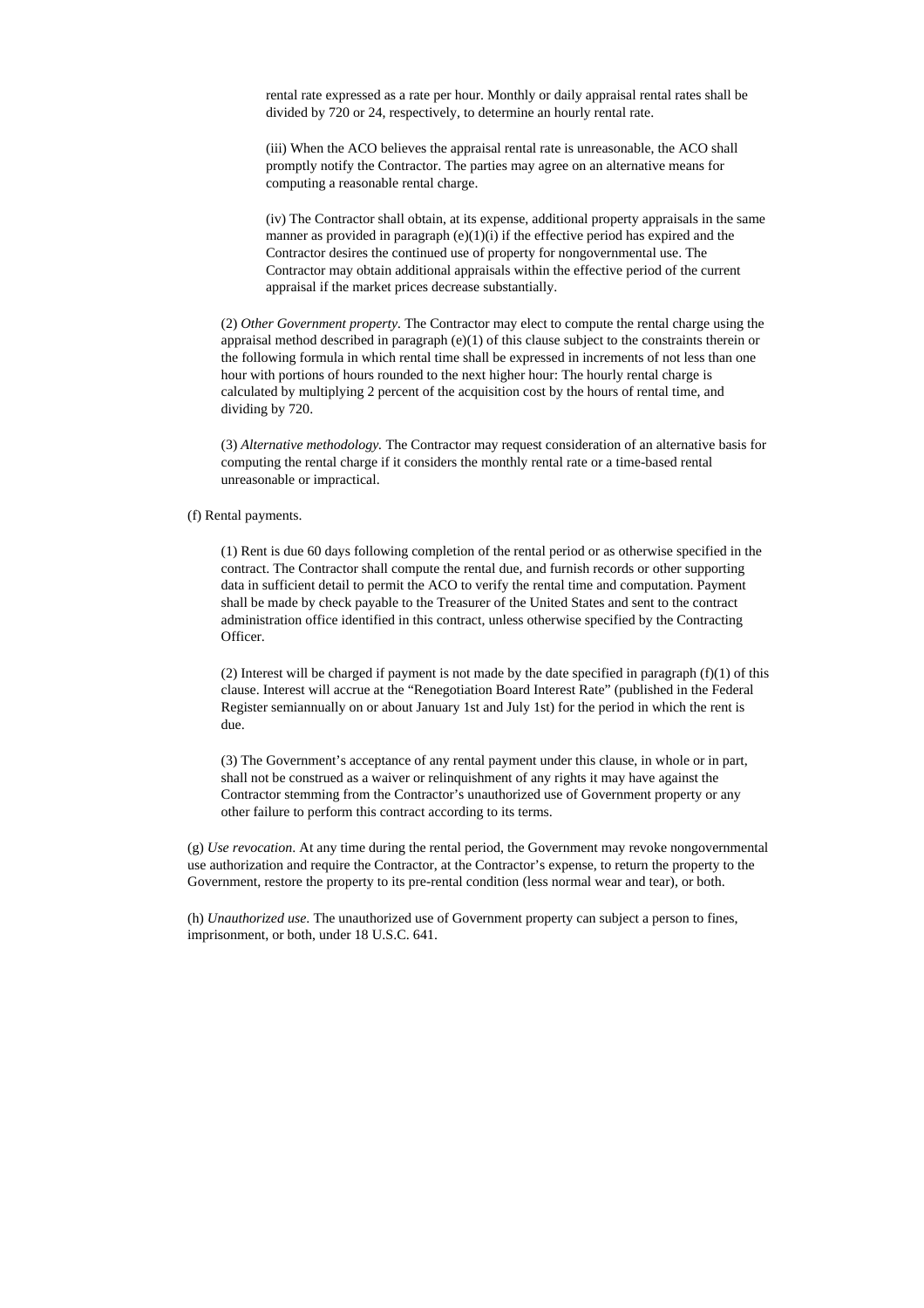rental rate expressed as a rate per hour. Monthly or daily appraisal rental rates shall be divided by 720 or 24, respectively, to determine an hourly rental rate.

(iii) When the ACO believes the appraisal rental rate is unreasonable, the ACO shall promptly notify the Contractor. The parties may agree on an alternative means for computing a reasonable rental charge.

(iv) The Contractor shall obtain, at its expense, additional property appraisals in the same manner as provided in paragraph (e)(1)(i) if the effective period has expired and the Contractor desires the continued use of property for nongovernmental use. The Contractor may obtain additional appraisals within the effective period of the current appraisal if the market prices decrease substantially.

(2) *Other Government property*. The Contractor may elect to compute the rental charge using the appraisal method described in paragraph (e)(1) of this clause subject to the constraints therein or the following formula in which rental time shall be expressed in increments of not less than one hour with portions of hours rounded to the next higher hour: The hourly rental charge is calculated by multiplying 2 percent of the acquisition cost by the hours of rental time, and dividing by 720.

(3) *Alternative methodology.* The Contractor may request consideration of an alternative basis for computing the rental charge if it considers the monthly rental rate or a time-based rental unreasonable or impractical.

(f) Rental payments.

(1) Rent is due 60 days following completion of the rental period or as otherwise specified in the contract. The Contractor shall compute the rental due, and furnish records or other supporting data in sufficient detail to permit the ACO to verify the rental time and computation. Payment shall be made by check payable to the Treasurer of the United States and sent to the contract administration office identified in this contract, unless otherwise specified by the Contracting Officer.

(2) Interest will be charged if payment is not made by the date specified in paragraph (f)(1) of this clause. Interest will accrue at the "Renegotiation Board Interest Rate" (published in the Federal Register semiannually on or about January 1st and July 1st) for the period in which the rent is due.

(3) The Government's acceptance of any rental payment under this clause, in whole or in part, shall not be construed as a waiver or relinquishment of any rights it may have against the Contractor stemming from the Contractor's unauthorized use of Government property or any other failure to perform this contract according to its terms.

(g) *Use revocation*. At any time during the rental period, the Government may revoke nongovernmental use authorization and require the Contractor, at the Contractor's expense, to return the property to the Government, restore the property to its pre-rental condition (less normal wear and tear), or both.

(h) *Unauthorized use*. The unauthorized use of Government property can subject a person to fines, imprisonment, or both, under 18 U.S.C. 641.